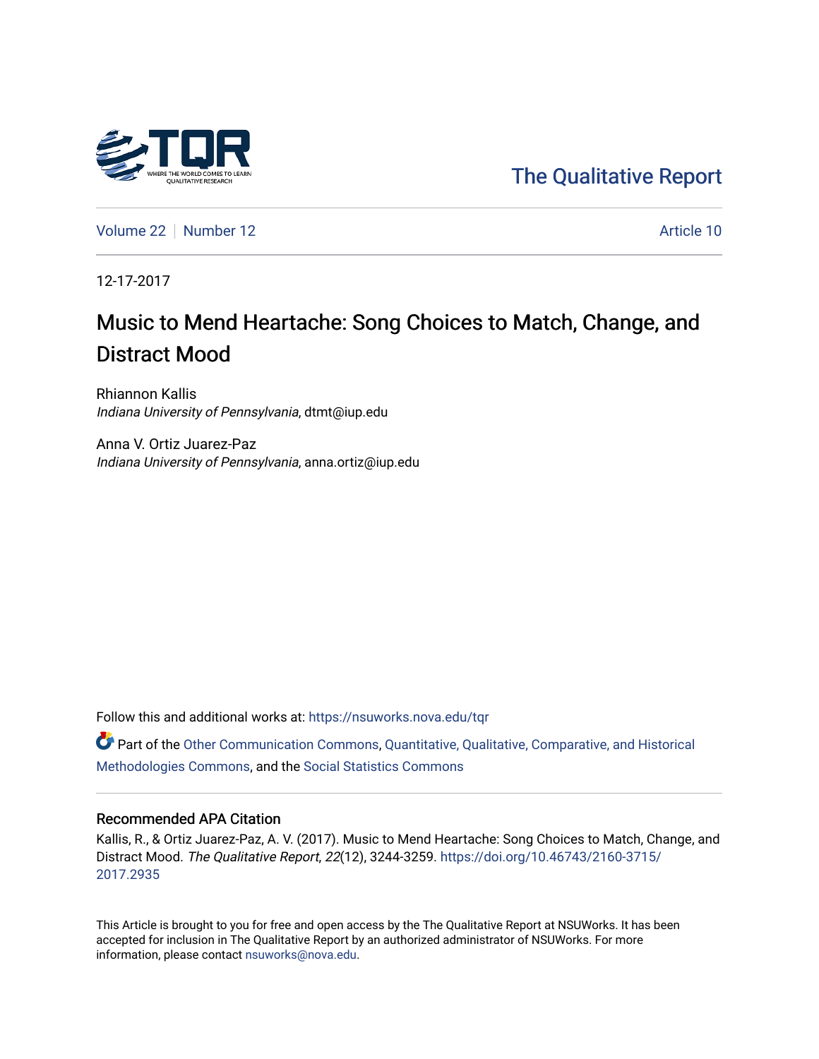The Qualitative Report

Volume 22 | Number 12 | Article 10

12-17-2017

# Music to Mend Heartache: Song Choices to Match, Change, and Distract Mood

Rhiannon Kallis
*Indiana University of Pennsylvania*, dtmt@iup.edu

Anna V. Ortiz Juarez-Paz
*Indiana University of Pennsylvania*, anna.ortiz@iup.edu

Follow this and additional works at: https://nsuworks.nova.edu/tqr

Part of the Other Communication Commons, Quantitative, Qualitative, Comparative, and Historical Methodologies Commons, and the Social Statistics Commons

### Recommended APA Citation

Kallis, R., & Ortiz Juarez-Paz, A. V. (2017). Music to Mend Heartache: Song Choices to Match, Change, and Distract Mood. *The Qualitative Report*, *22*(12), 3244-3259. https://doi.org/10.46743/2160-3715/2017.2935

This Article is brought to you for free and open access by the The Qualitative Report at NSUWorks. It has been accepted for inclusion in The Qualitative Report by an authorized administrator of NSUWorks. For more information, please contact nsuworks@nova.edu.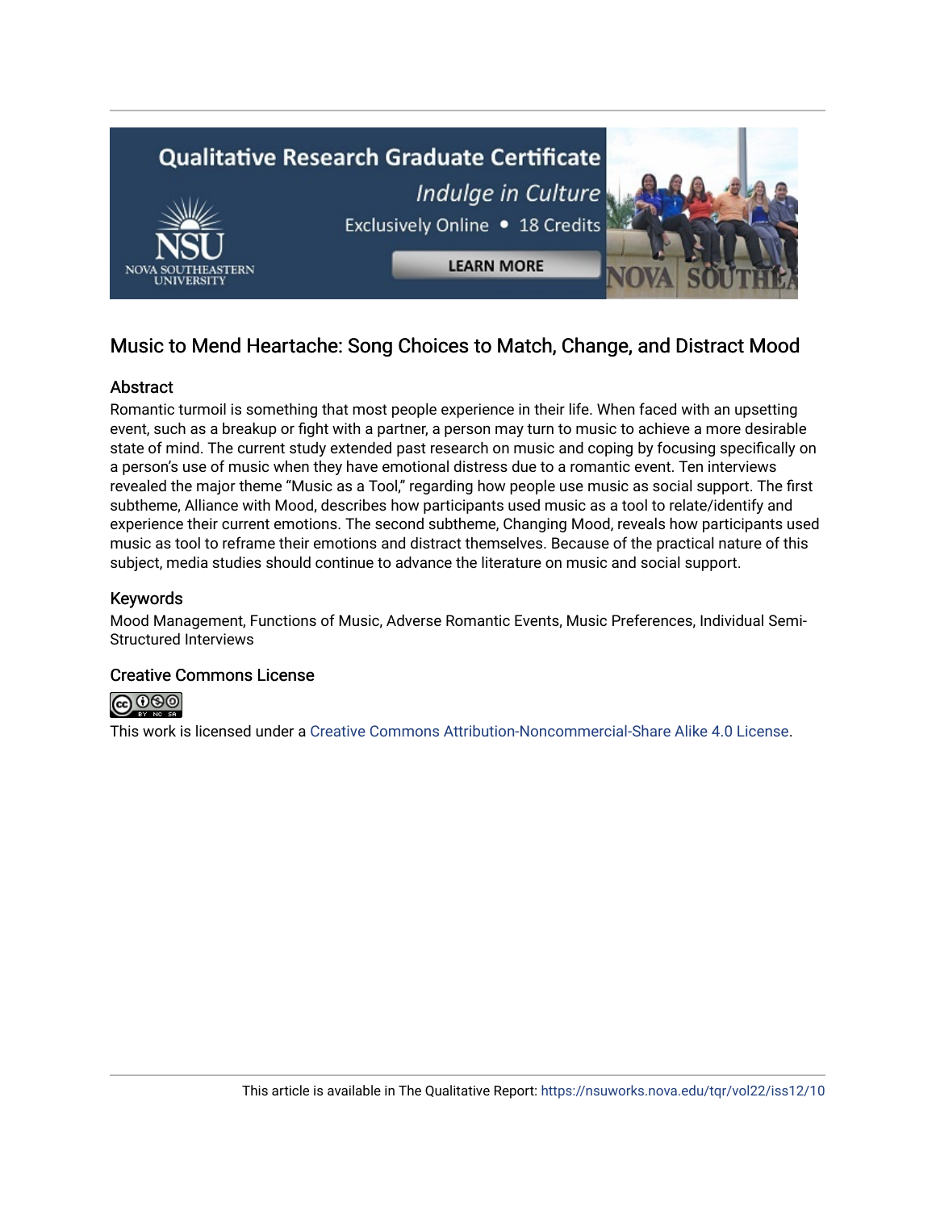## Music to Mend Heartache: Song Choices to Match, Change, and Distract Mood

### Abstract

Romantic turmoil is something that most people experience in their life. When faced with an upsetting event, such as a breakup or fight with a partner, a person may turn to music to achieve a more desirable state of mind. The current study extended past research on music and coping by focusing specifically on a person's use of music when they have emotional distress due to a romantic event. Ten interviews revealed the major theme "Music as a Tool," regarding how people use music as social support. The first subtheme, Alliance with Mood, describes how participants used music as a tool to relate/identify and experience their current emotions. The second subtheme, Changing Mood, reveals how participants used music as tool to reframe their emotions and distract themselves. Because of the practical nature of this subject, media studies should continue to advance the literature on music and social support.

### Keywords

Mood Management, Functions of Music, Adverse Romantic Events, Music Preferences, Individual Semi-Structured Interviews

### Creative Commons License

This work is licensed under a Creative Commons Attribution-Noncommercial-Share Alike 4.0 License.

This article is available in The Qualitative Report: https://nsuworks.nova.edu/tqr/vol22/iss12/10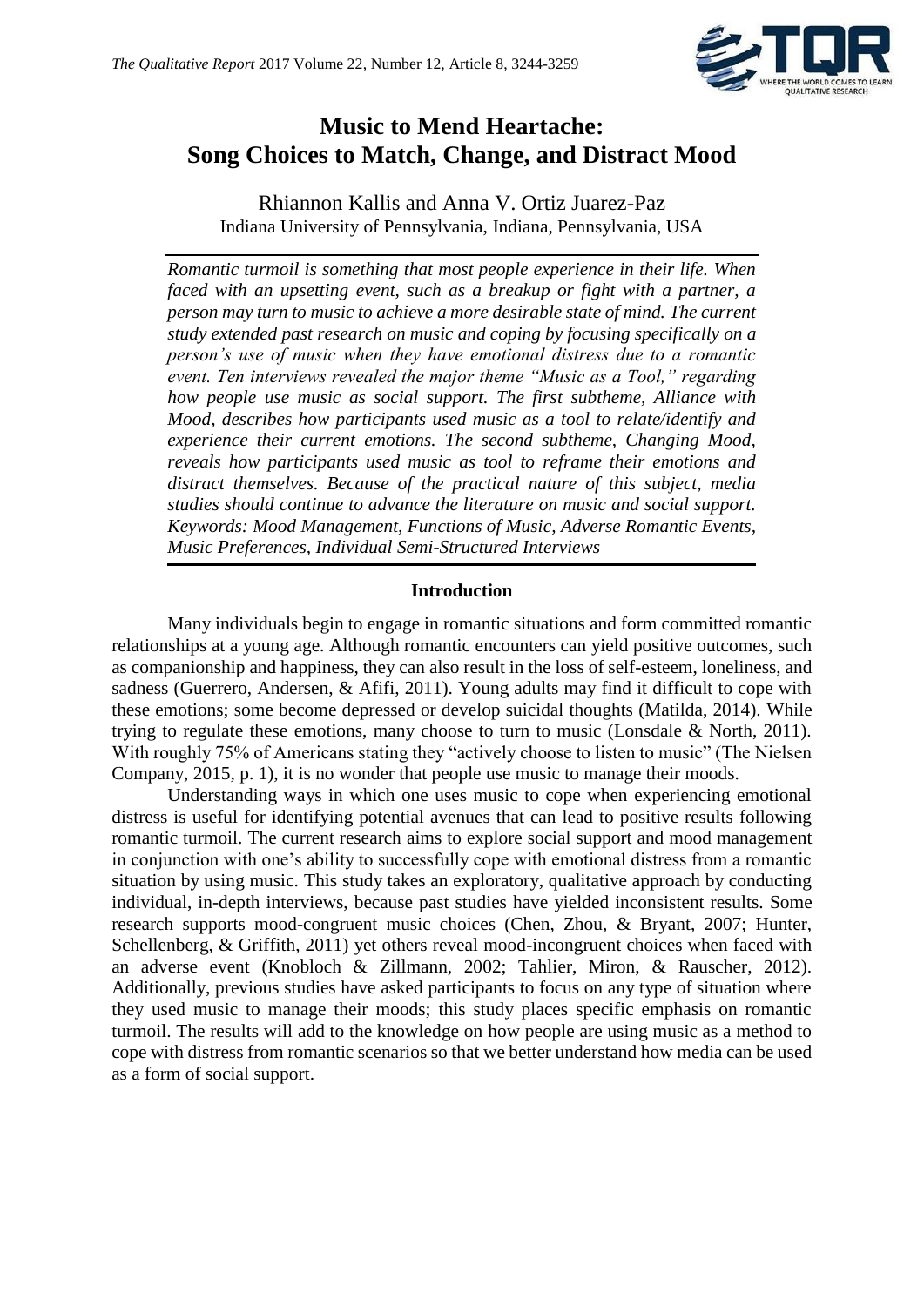# Music to Mend Heartache: Song Choices to Match, Change, and Distract Mood

Rhiannon Kallis and Anna V. Ortiz Juarez-Paz
Indiana University of Pennsylvania, Indiana, Pennsylvania, USA

*Romantic turmoil is something that most people experience in their life. When faced with an upsetting event, such as a breakup or fight with a partner, a person may turn to music to achieve a more desirable state of mind. The current study extended past research on music and coping by focusing specifically on a person's use of music when they have emotional distress due to a romantic event. Ten interviews revealed the major theme "Music as a Tool," regarding how people use music as social support. The first subtheme, Alliance with Mood, describes how participants used music as a tool to relate/identify and experience their current emotions. The second subtheme, Changing Mood, reveals how participants used music as tool to reframe their emotions and distract themselves. Because of the practical nature of this subject, media studies should continue to advance the literature on music and social support. Keywords: Mood Management, Functions of Music, Adverse Romantic Events, Music Preferences, Individual Semi-Structured Interviews*

## Introduction

Many individuals begin to engage in romantic situations and form committed romantic relationships at a young age. Although romantic encounters can yield positive outcomes, such as companionship and happiness, they can also result in the loss of self-esteem, loneliness, and sadness (Guerrero, Andersen, & Afifi, 2011). Young adults may find it difficult to cope with these emotions; some become depressed or develop suicidal thoughts (Matilda, 2014). While trying to regulate these emotions, many choose to turn to music (Lonsdale & North, 2011). With roughly 75% of Americans stating they "actively choose to listen to music" (The Nielsen Company, 2015, p. 1), it is no wonder that people use music to manage their moods.

Understanding ways in which one uses music to cope when experiencing emotional distress is useful for identifying potential avenues that can lead to positive results following romantic turmoil. The current research aims to explore social support and mood management in conjunction with one's ability to successfully cope with emotional distress from a romantic situation by using music. This study takes an exploratory, qualitative approach by conducting individual, in-depth interviews, because past studies have yielded inconsistent results. Some research supports mood-congruent music choices (Chen, Zhou, & Bryant, 2007; Hunter, Schellenberg, & Griffith, 2011) yet others reveal mood-incongruent choices when faced with an adverse event (Knobloch & Zillmann, 2002; Tahlier, Miron, & Rauscher, 2012). Additionally, previous studies have asked participants to focus on any type of situation where they used music to manage their moods; this study places specific emphasis on romantic turmoil. The results will add to the knowledge on how people are using music as a method to cope with distress from romantic scenarios so that we better understand how media can be used as a form of social support.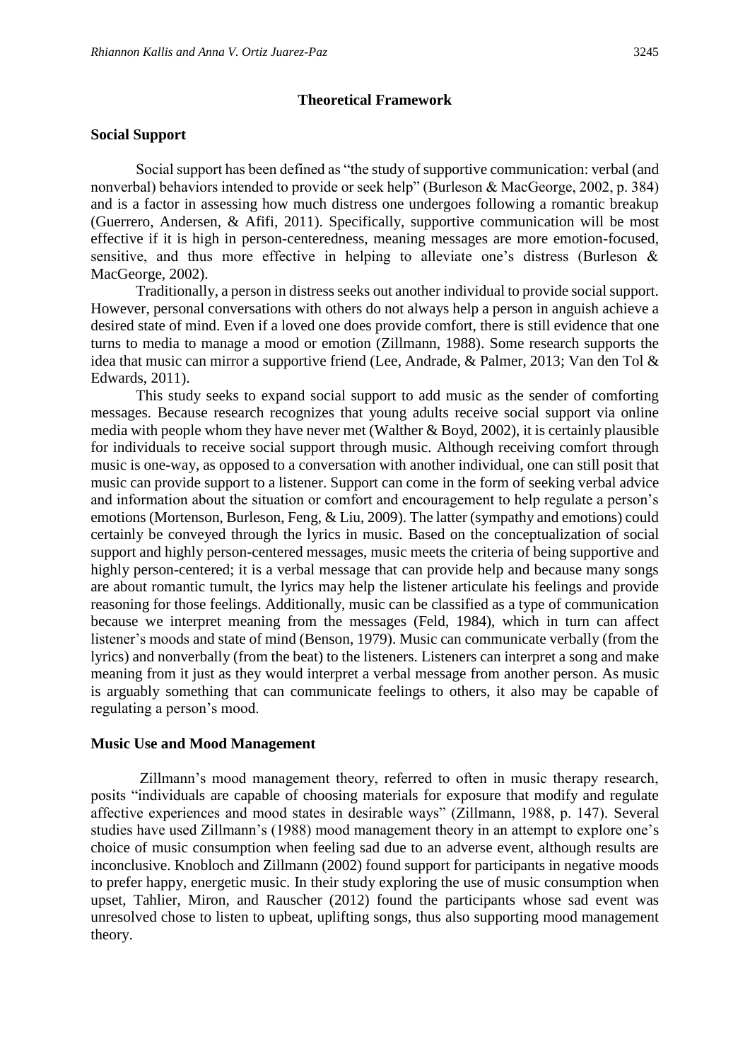## Theoretical Framework

### Social Support

Social support has been defined as "the study of supportive communication: verbal (and nonverbal) behaviors intended to provide or seek help" (Burleson & MacGeorge, 2002, p. 384) and is a factor in assessing how much distress one undergoes following a romantic breakup (Guerrero, Andersen, & Afifi, 2011). Specifically, supportive communication will be most effective if it is high in person-centeredness, meaning messages are more emotion-focused, sensitive, and thus more effective in helping to alleviate one's distress (Burleson & MacGeorge, 2002).

Traditionally, a person in distress seeks out another individual to provide social support. However, personal conversations with others do not always help a person in anguish achieve a desired state of mind. Even if a loved one does provide comfort, there is still evidence that one turns to media to manage a mood or emotion (Zillmann, 1988). Some research supports the idea that music can mirror a supportive friend (Lee, Andrade, & Palmer, 2013; Van den Tol & Edwards, 2011).

This study seeks to expand social support to add music as the sender of comforting messages. Because research recognizes that young adults receive social support via online media with people whom they have never met (Walther & Boyd, 2002), it is certainly plausible for individuals to receive social support through music. Although receiving comfort through music is one-way, as opposed to a conversation with another individual, one can still posit that music can provide support to a listener. Support can come in the form of seeking verbal advice and information about the situation or comfort and encouragement to help regulate a person's emotions (Mortenson, Burleson, Feng, & Liu, 2009). The latter (sympathy and emotions) could certainly be conveyed through the lyrics in music. Based on the conceptualization of social support and highly person-centered messages, music meets the criteria of being supportive and highly person-centered; it is a verbal message that can provide help and because many songs are about romantic tumult, the lyrics may help the listener articulate his feelings and provide reasoning for those feelings. Additionally, music can be classified as a type of communication because we interpret meaning from the messages (Feld, 1984), which in turn can affect listener's moods and state of mind (Benson, 1979). Music can communicate verbally (from the lyrics) and nonverbally (from the beat) to the listeners. Listeners can interpret a song and make meaning from it just as they would interpret a verbal message from another person. As music is arguably something that can communicate feelings to others, it also may be capable of regulating a person's mood.

### Music Use and Mood Management

Zillmann's mood management theory, referred to often in music therapy research, posits "individuals are capable of choosing materials for exposure that modify and regulate affective experiences and mood states in desirable ways" (Zillmann, 1988, p. 147). Several studies have used Zillmann's (1988) mood management theory in an attempt to explore one's choice of music consumption when feeling sad due to an adverse event, although results are inconclusive. Knobloch and Zillmann (2002) found support for participants in negative moods to prefer happy, energetic music. In their study exploring the use of music consumption when upset, Tahlier, Miron, and Rauscher (2012) found the participants whose sad event was unresolved chose to listen to upbeat, uplifting songs, thus also supporting mood management theory.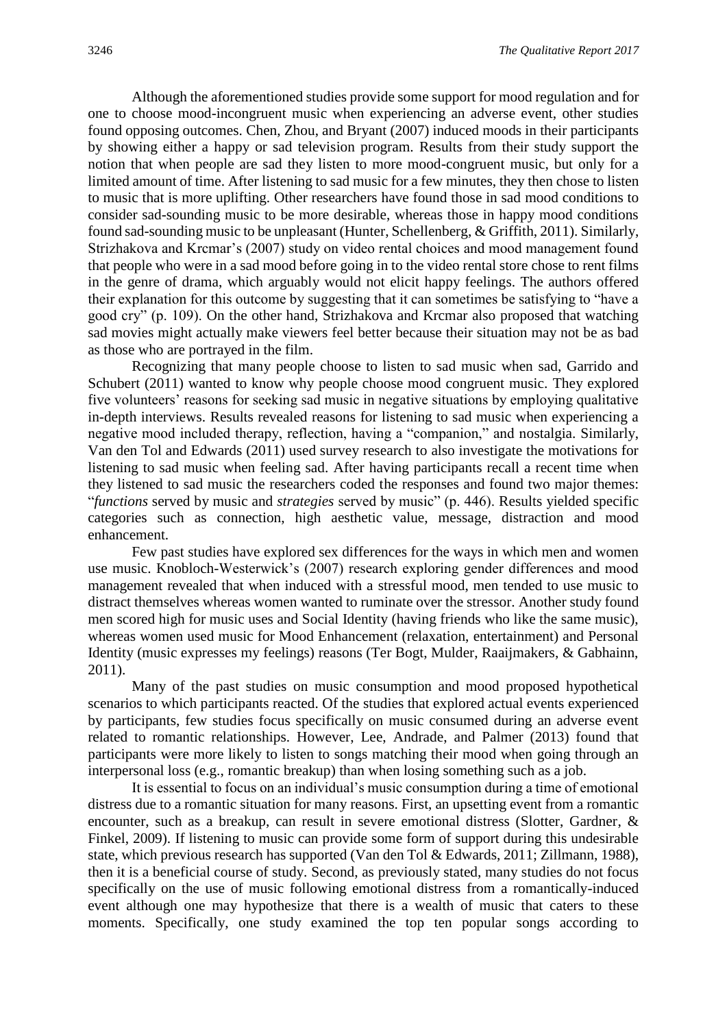Although the aforementioned studies provide some support for mood regulation and for one to choose mood-incongruent music when experiencing an adverse event, other studies found opposing outcomes. Chen, Zhou, and Bryant (2007) induced moods in their participants by showing either a happy or sad television program. Results from their study support the notion that when people are sad they listen to more mood-congruent music, but only for a limited amount of time. After listening to sad music for a few minutes, they then chose to listen to music that is more uplifting. Other researchers have found those in sad mood conditions to consider sad-sounding music to be more desirable, whereas those in happy mood conditions found sad-sounding music to be unpleasant (Hunter, Schellenberg, & Griffith, 2011). Similarly, Strizhakova and Krcmar's (2007) study on video rental choices and mood management found that people who were in a sad mood before going in to the video rental store chose to rent films in the genre of drama, which arguably would not elicit happy feelings. The authors offered their explanation for this outcome by suggesting that it can sometimes be satisfying to "have a good cry" (p. 109). On the other hand, Strizhakova and Krcmar also proposed that watching sad movies might actually make viewers feel better because their situation may not be as bad as those who are portrayed in the film.

Recognizing that many people choose to listen to sad music when sad, Garrido and Schubert (2011) wanted to know why people choose mood congruent music. They explored five volunteers' reasons for seeking sad music in negative situations by employing qualitative in-depth interviews. Results revealed reasons for listening to sad music when experiencing a negative mood included therapy, reflection, having a "companion," and nostalgia. Similarly, Van den Tol and Edwards (2011) used survey research to also investigate the motivations for listening to sad music when feeling sad. After having participants recall a recent time when they listened to sad music the researchers coded the responses and found two major themes: "*functions* served by music and *strategies* served by music" (p. 446). Results yielded specific categories such as connection, high aesthetic value, message, distraction and mood enhancement.

Few past studies have explored sex differences for the ways in which men and women use music. Knobloch-Westerwick's (2007) research exploring gender differences and mood management revealed that when induced with a stressful mood, men tended to use music to distract themselves whereas women wanted to ruminate over the stressor. Another study found men scored high for music uses and Social Identity (having friends who like the same music), whereas women used music for Mood Enhancement (relaxation, entertainment) and Personal Identity (music expresses my feelings) reasons (Ter Bogt, Mulder, Raaijmakers, & Gabhainn, 2011).

Many of the past studies on music consumption and mood proposed hypothetical scenarios to which participants reacted. Of the studies that explored actual events experienced by participants, few studies focus specifically on music consumed during an adverse event related to romantic relationships. However, Lee, Andrade, and Palmer (2013) found that participants were more likely to listen to songs matching their mood when going through an interpersonal loss (e.g., romantic breakup) than when losing something such as a job.

It is essential to focus on an individual's music consumption during a time of emotional distress due to a romantic situation for many reasons. First, an upsetting event from a romantic encounter, such as a breakup, can result in severe emotional distress (Slotter, Gardner, & Finkel, 2009). If listening to music can provide some form of support during this undesirable state, which previous research has supported (Van den Tol & Edwards, 2011; Zillmann, 1988), then it is a beneficial course of study. Second, as previously stated, many studies do not focus specifically on the use of music following emotional distress from a romantically-induced event although one may hypothesize that there is a wealth of music that caters to these moments. Specifically, one study examined the top ten popular songs according to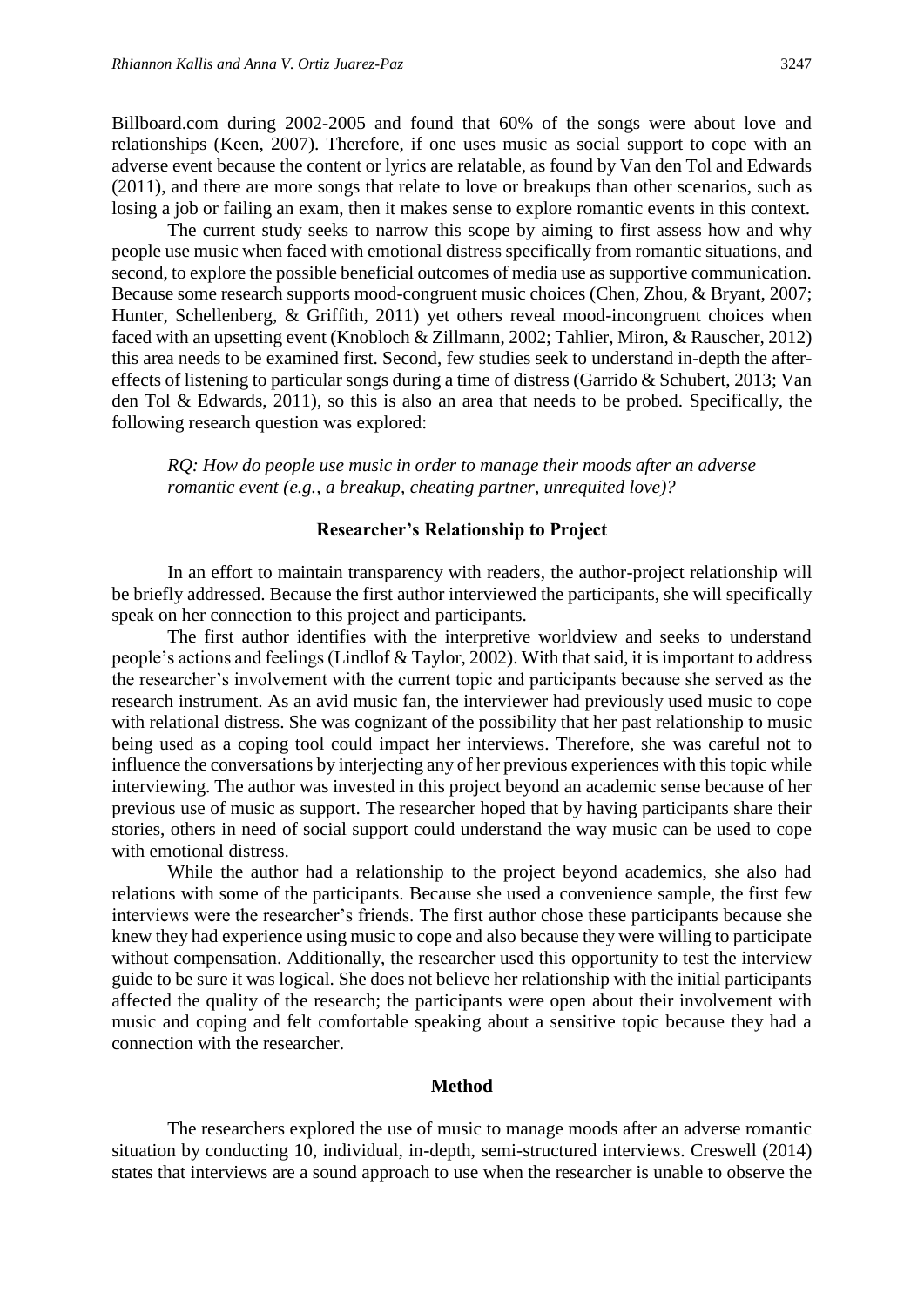Billboard.com during 2002-2005 and found that 60% of the songs were about love and relationships (Keen, 2007). Therefore, if one uses music as social support to cope with an adverse event because the content or lyrics are relatable, as found by Van den Tol and Edwards (2011), and there are more songs that relate to love or breakups than other scenarios, such as losing a job or failing an exam, then it makes sense to explore romantic events in this context.

The current study seeks to narrow this scope by aiming to first assess how and why people use music when faced with emotional distress specifically from romantic situations, and second, to explore the possible beneficial outcomes of media use as supportive communication. Because some research supports mood-congruent music choices (Chen, Zhou, & Bryant, 2007; Hunter, Schellenberg, & Griffith, 2011) yet others reveal mood-incongruent choices when faced with an upsetting event (Knobloch & Zillmann, 2002; Tahlier, Miron, & Rauscher, 2012) this area needs to be examined first. Second, few studies seek to understand in-depth the after-effects of listening to particular songs during a time of distress (Garrido & Schubert, 2013; Van den Tol & Edwards, 2011), so this is also an area that needs to be probed. Specifically, the following research question was explored:

> *RQ: How do people use music in order to manage their moods after an adverse romantic event (e.g., a breakup, cheating partner, unrequited love)?*

## Researcher's Relationship to Project

In an effort to maintain transparency with readers, the author-project relationship will be briefly addressed. Because the first author interviewed the participants, she will specifically speak on her connection to this project and participants.

The first author identifies with the interpretive worldview and seeks to understand people's actions and feelings (Lindlof & Taylor, 2002). With that said, it is important to address the researcher's involvement with the current topic and participants because she served as the research instrument. As an avid music fan, the interviewer had previously used music to cope with relational distress. She was cognizant of the possibility that her past relationship to music being used as a coping tool could impact her interviews. Therefore, she was careful not to influence the conversations by interjecting any of her previous experiences with this topic while interviewing. The author was invested in this project beyond an academic sense because of her previous use of music as support. The researcher hoped that by having participants share their stories, others in need of social support could understand the way music can be used to cope with emotional distress.

While the author had a relationship to the project beyond academics, she also had relations with some of the participants. Because she used a convenience sample, the first few interviews were the researcher's friends. The first author chose these participants because she knew they had experience using music to cope and also because they were willing to participate without compensation. Additionally, the researcher used this opportunity to test the interview guide to be sure it was logical. She does not believe her relationship with the initial participants affected the quality of the research; the participants were open about their involvement with music and coping and felt comfortable speaking about a sensitive topic because they had a connection with the researcher.

## Method

The researchers explored the use of music to manage moods after an adverse romantic situation by conducting 10, individual, in-depth, semi-structured interviews. Creswell (2014) states that interviews are a sound approach to use when the researcher is unable to observe the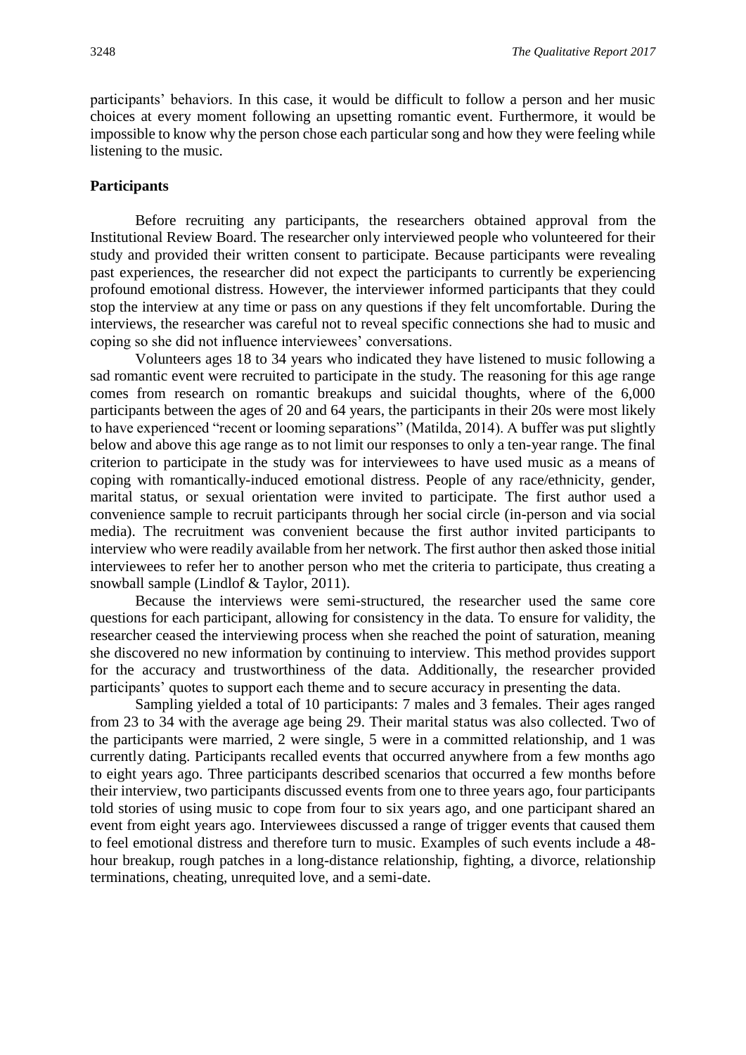participants' behaviors. In this case, it would be difficult to follow a person and her music choices at every moment following an upsetting romantic event. Furthermore, it would be impossible to know why the person chose each particular song and how they were feeling while listening to the music.

### Participants

Before recruiting any participants, the researchers obtained approval from the Institutional Review Board. The researcher only interviewed people who volunteered for their study and provided their written consent to participate. Because participants were revealing past experiences, the researcher did not expect the participants to currently be experiencing profound emotional distress. However, the interviewer informed participants that they could stop the interview at any time or pass on any questions if they felt uncomfortable. During the interviews, the researcher was careful not to reveal specific connections she had to music and coping so she did not influence interviewees' conversations.

Volunteers ages 18 to 34 years who indicated they have listened to music following a sad romantic event were recruited to participate in the study. The reasoning for this age range comes from research on romantic breakups and suicidal thoughts, where of the 6,000 participants between the ages of 20 and 64 years, the participants in their 20s were most likely to have experienced "recent or looming separations" (Matilda, 2014). A buffer was put slightly below and above this age range as to not limit our responses to only a ten-year range. The final criterion to participate in the study was for interviewees to have used music as a means of coping with romantically-induced emotional distress. People of any race/ethnicity, gender, marital status, or sexual orientation were invited to participate. The first author used a convenience sample to recruit participants through her social circle (in-person and via social media). The recruitment was convenient because the first author invited participants to interview who were readily available from her network. The first author then asked those initial interviewees to refer her to another person who met the criteria to participate, thus creating a snowball sample (Lindlof & Taylor, 2011).

Because the interviews were semi-structured, the researcher used the same core questions for each participant, allowing for consistency in the data. To ensure for validity, the researcher ceased the interviewing process when she reached the point of saturation, meaning she discovered no new information by continuing to interview. This method provides support for the accuracy and trustworthiness of the data. Additionally, the researcher provided participants' quotes to support each theme and to secure accuracy in presenting the data.

Sampling yielded a total of 10 participants: 7 males and 3 females. Their ages ranged from 23 to 34 with the average age being 29. Their marital status was also collected. Two of the participants were married, 2 were single, 5 were in a committed relationship, and 1 was currently dating. Participants recalled events that occurred anywhere from a few months ago to eight years ago. Three participants described scenarios that occurred a few months before their interview, two participants discussed events from one to three years ago, four participants told stories of using music to cope from four to six years ago, and one participant shared an event from eight years ago. Interviewees discussed a range of trigger events that caused them to feel emotional distress and therefore turn to music. Examples of such events include a 48-hour breakup, rough patches in a long-distance relationship, fighting, a divorce, relationship terminations, cheating, unrequited love, and a semi-date.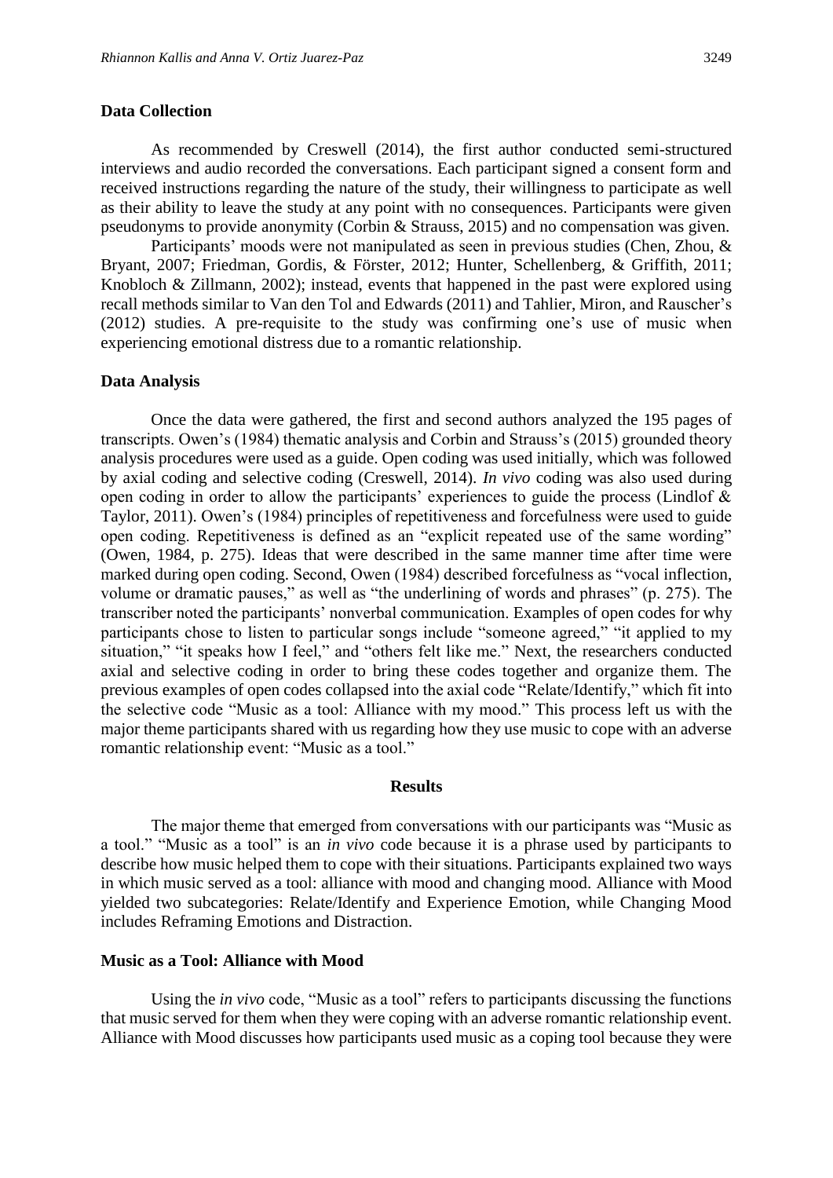### Data Collection

As recommended by Creswell (2014), the first author conducted semi-structured interviews and audio recorded the conversations. Each participant signed a consent form and received instructions regarding the nature of the study, their willingness to participate as well as their ability to leave the study at any point with no consequences. Participants were given pseudonyms to provide anonymity (Corbin & Strauss, 2015) and no compensation was given.

Participants' moods were not manipulated as seen in previous studies (Chen, Zhou, & Bryant, 2007; Friedman, Gordis, & Förster, 2012; Hunter, Schellenberg, & Griffith, 2011; Knobloch & Zillmann, 2002); instead, events that happened in the past were explored using recall methods similar to Van den Tol and Edwards (2011) and Tahlier, Miron, and Rauscher's (2012) studies. A pre-requisite to the study was confirming one's use of music when experiencing emotional distress due to a romantic relationship.

### Data Analysis

Once the data were gathered, the first and second authors analyzed the 195 pages of transcripts. Owen's (1984) thematic analysis and Corbin and Strauss's (2015) grounded theory analysis procedures were used as a guide. Open coding was used initially, which was followed by axial coding and selective coding (Creswell, 2014). *In vivo* coding was also used during open coding in order to allow the participants' experiences to guide the process (Lindlof & Taylor, 2011). Owen's (1984) principles of repetitiveness and forcefulness were used to guide open coding. Repetitiveness is defined as an "explicit repeated use of the same wording" (Owen, 1984, p. 275). Ideas that were described in the same manner time after time were marked during open coding. Second, Owen (1984) described forcefulness as "vocal inflection, volume or dramatic pauses," as well as "the underlining of words and phrases" (p. 275). The transcriber noted the participants' nonverbal communication. Examples of open codes for why participants chose to listen to particular songs include "someone agreed," "it applied to my situation," "it speaks how I feel," and "others felt like me." Next, the researchers conducted axial and selective coding in order to bring these codes together and organize them. The previous examples of open codes collapsed into the axial code "Relate/Identify," which fit into the selective code "Music as a tool: Alliance with my mood." This process left us with the major theme participants shared with us regarding how they use music to cope with an adverse romantic relationship event: "Music as a tool."

## Results

The major theme that emerged from conversations with our participants was "Music as a tool." "Music as a tool" is an *in vivo* code because it is a phrase used by participants to describe how music helped them to cope with their situations. Participants explained two ways in which music served as a tool: alliance with mood and changing mood. Alliance with Mood yielded two subcategories: Relate/Identify and Experience Emotion, while Changing Mood includes Reframing Emotions and Distraction.

### Music as a Tool: Alliance with Mood

Using the *in vivo* code, "Music as a tool" refers to participants discussing the functions that music served for them when they were coping with an adverse romantic relationship event. Alliance with Mood discusses how participants used music as a coping tool because they were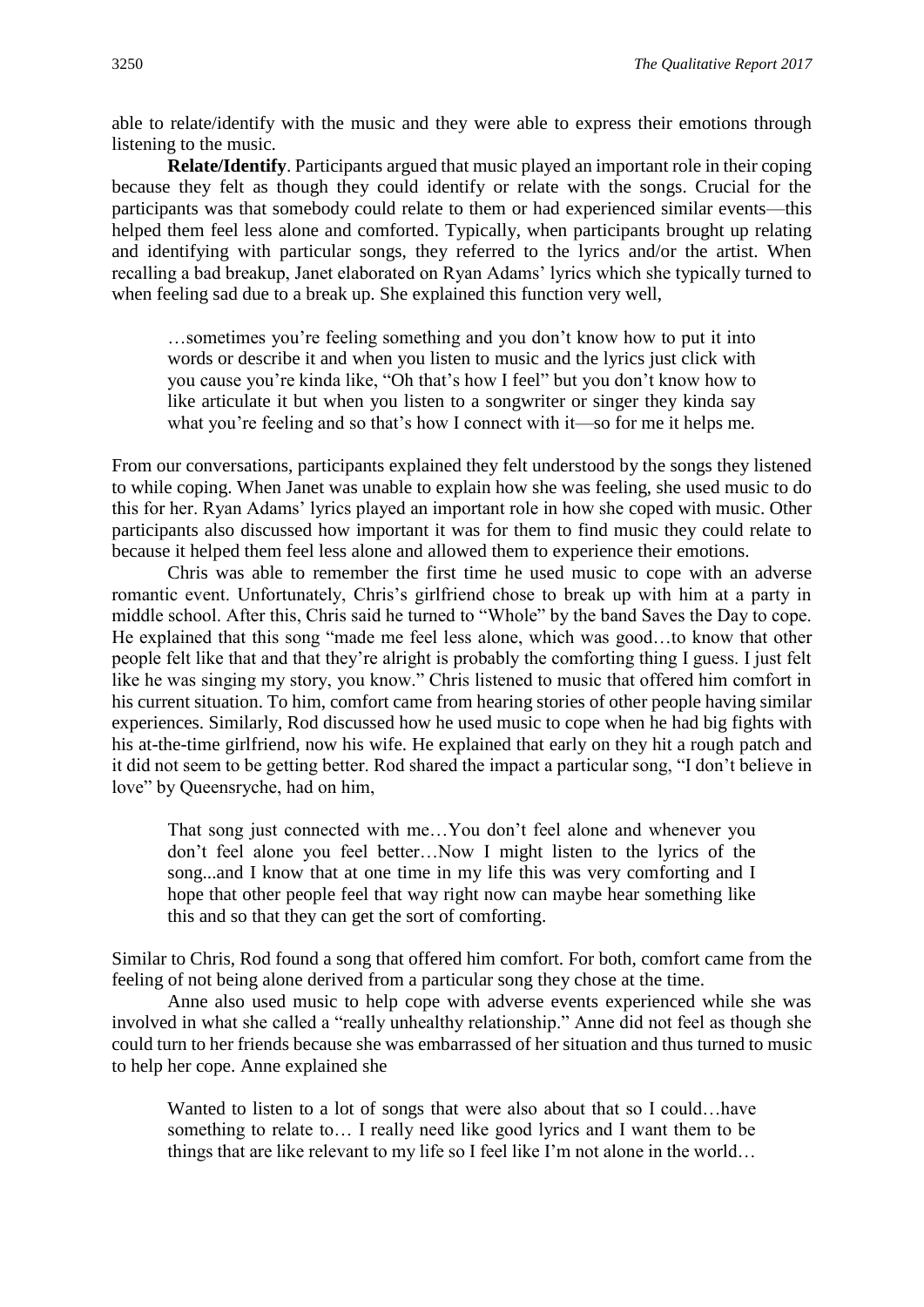able to relate/identify with the music and they were able to express their emotions through listening to the music.

**Relate/Identify**. Participants argued that music played an important role in their coping because they felt as though they could identify or relate with the songs. Crucial for the participants was that somebody could relate to them or had experienced similar events—this helped them feel less alone and comforted. Typically, when participants brought up relating and identifying with particular songs, they referred to the lyrics and/or the artist. When recalling a bad breakup, Janet elaborated on Ryan Adams' lyrics which she typically turned to when feeling sad due to a break up. She explained this function very well,

> …sometimes you're feeling something and you don't know how to put it into words or describe it and when you listen to music and the lyrics just click with you cause you're kinda like, "Oh that's how I feel" but you don't know how to like articulate it but when you listen to a songwriter or singer they kinda say what you're feeling and so that's how I connect with it—so for me it helps me.

From our conversations, participants explained they felt understood by the songs they listened to while coping. When Janet was unable to explain how she was feeling, she used music to do this for her. Ryan Adams' lyrics played an important role in how she coped with music. Other participants also discussed how important it was for them to find music they could relate to because it helped them feel less alone and allowed them to experience their emotions.

Chris was able to remember the first time he used music to cope with an adverse romantic event. Unfortunately, Chris's girlfriend chose to break up with him at a party in middle school. After this, Chris said he turned to "Whole" by the band Saves the Day to cope. He explained that this song "made me feel less alone, which was good…to know that other people felt like that and that they're alright is probably the comforting thing I guess. I just felt like he was singing my story, you know." Chris listened to music that offered him comfort in his current situation. To him, comfort came from hearing stories of other people having similar experiences. Similarly, Rod discussed how he used music to cope when he had big fights with his at-the-time girlfriend, now his wife. He explained that early on they hit a rough patch and it did not seem to be getting better. Rod shared the impact a particular song, "I don't believe in love" by Queensryche, had on him,

> That song just connected with me…You don't feel alone and whenever you don't feel alone you feel better…Now I might listen to the lyrics of the song...and I know that at one time in my life this was very comforting and I hope that other people feel that way right now can maybe hear something like this and so that they can get the sort of comforting.

Similar to Chris, Rod found a song that offered him comfort. For both, comfort came from the feeling of not being alone derived from a particular song they chose at the time.

Anne also used music to help cope with adverse events experienced while she was involved in what she called a "really unhealthy relationship." Anne did not feel as though she could turn to her friends because she was embarrassed of her situation and thus turned to music to help her cope. Anne explained she

> Wanted to listen to a lot of songs that were also about that so I could…have something to relate to… I really need like good lyrics and I want them to be things that are like relevant to my life so I feel like I'm not alone in the world…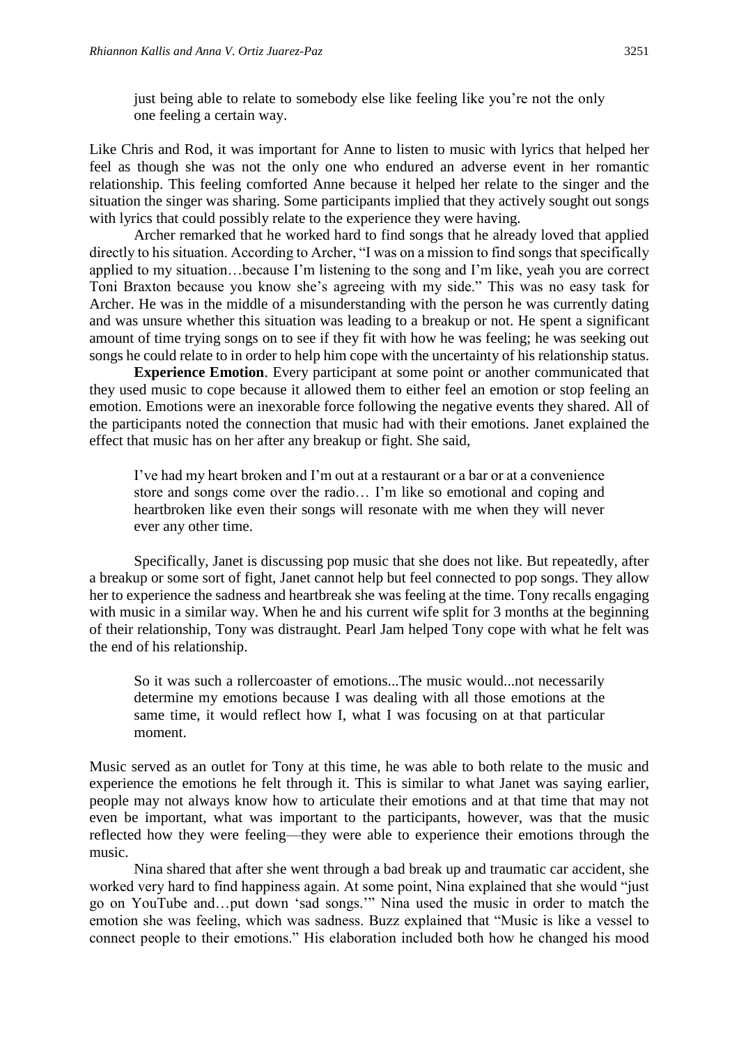> just being able to relate to somebody else like feeling like you're not the only one feeling a certain way.

Like Chris and Rod, it was important for Anne to listen to music with lyrics that helped her feel as though she was not the only one who endured an adverse event in her romantic relationship. This feeling comforted Anne because it helped her relate to the singer and the situation the singer was sharing. Some participants implied that they actively sought out songs with lyrics that could possibly relate to the experience they were having.

Archer remarked that he worked hard to find songs that he already loved that applied directly to his situation. According to Archer, "I was on a mission to find songs that specifically applied to my situation…because I'm listening to the song and I'm like, yeah you are correct Toni Braxton because you know she's agreeing with my side." This was no easy task for Archer. He was in the middle of a misunderstanding with the person he was currently dating and was unsure whether this situation was leading to a breakup or not. He spent a significant amount of time trying songs on to see if they fit with how he was feeling; he was seeking out songs he could relate to in order to help him cope with the uncertainty of his relationship status.

**Experience Emotion**. Every participant at some point or another communicated that they used music to cope because it allowed them to either feel an emotion or stop feeling an emotion. Emotions were an inexorable force following the negative events they shared. All of the participants noted the connection that music had with their emotions. Janet explained the effect that music has on her after any breakup or fight. She said,

> I've had my heart broken and I'm out at a restaurant or a bar or at a convenience store and songs come over the radio… I'm like so emotional and coping and heartbroken like even their songs will resonate with me when they will never ever any other time.

Specifically, Janet is discussing pop music that she does not like. But repeatedly, after a breakup or some sort of fight, Janet cannot help but feel connected to pop songs. They allow her to experience the sadness and heartbreak she was feeling at the time. Tony recalls engaging with music in a similar way. When he and his current wife split for 3 months at the beginning of their relationship, Tony was distraught. Pearl Jam helped Tony cope with what he felt was the end of his relationship.

> So it was such a rollercoaster of emotions...The music would...not necessarily determine my emotions because I was dealing with all those emotions at the same time, it would reflect how I, what I was focusing on at that particular moment.

Music served as an outlet for Tony at this time, he was able to both relate to the music and experience the emotions he felt through it. This is similar to what Janet was saying earlier, people may not always know how to articulate their emotions and at that time that may not even be important, what was important to the participants, however, was that the music reflected how they were feeling—they were able to experience their emotions through the music.

Nina shared that after she went through a bad break up and traumatic car accident, she worked very hard to find happiness again. At some point, Nina explained that she would "just go on YouTube and…put down 'sad songs.'" Nina used the music in order to match the emotion she was feeling, which was sadness. Buzz explained that "Music is like a vessel to connect people to their emotions." His elaboration included both how he changed his mood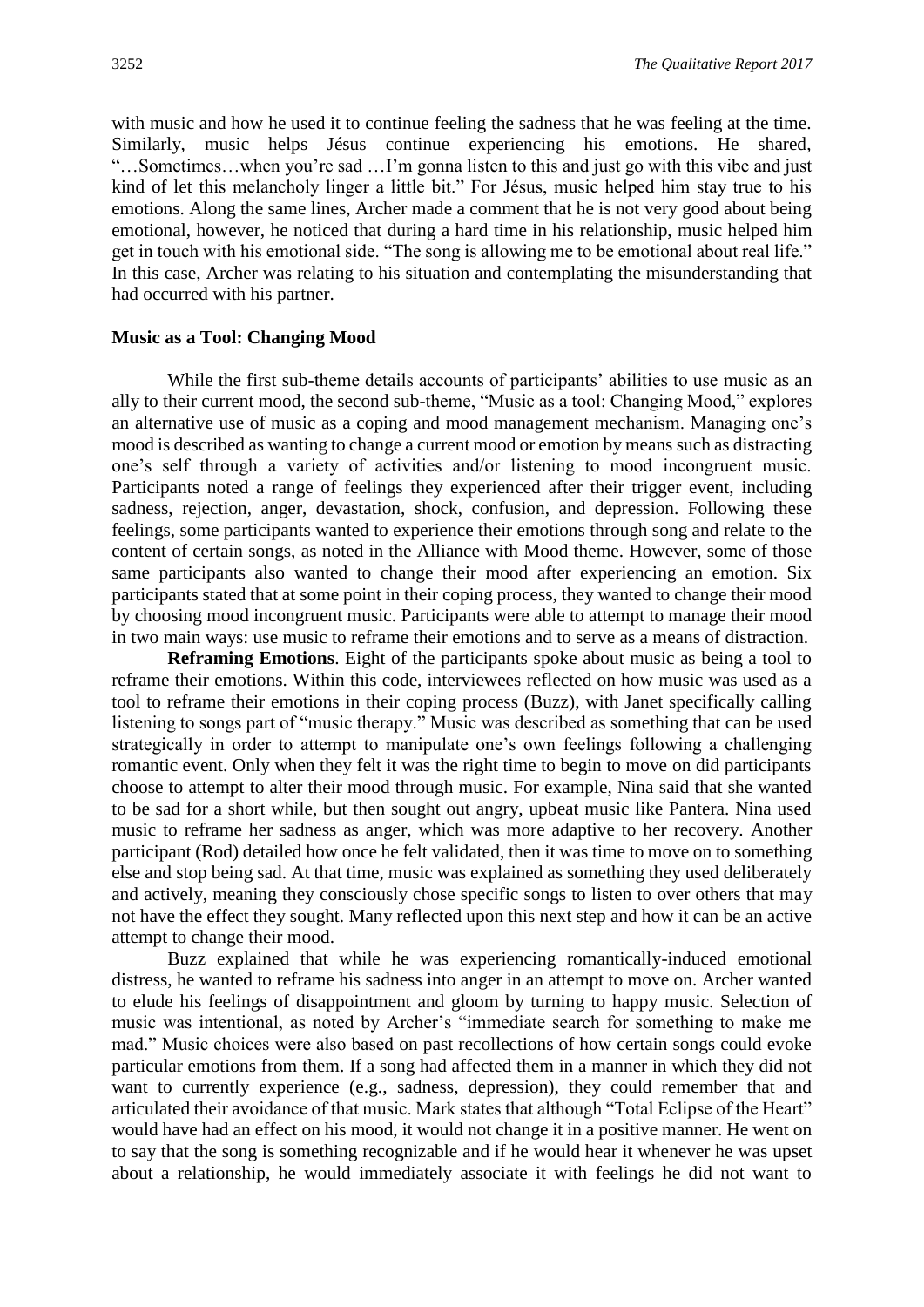with music and how he used it to continue feeling the sadness that he was feeling at the time. Similarly, music helps Jésus continue experiencing his emotions. He shared, "…Sometimes…when you're sad …I'm gonna listen to this and just go with this vibe and just kind of let this melancholy linger a little bit." For Jésus, music helped him stay true to his emotions. Along the same lines, Archer made a comment that he is not very good about being emotional, however, he noticed that during a hard time in his relationship, music helped him get in touch with his emotional side. "The song is allowing me to be emotional about real life." In this case, Archer was relating to his situation and contemplating the misunderstanding that had occurred with his partner.

### Music as a Tool: Changing Mood

While the first sub-theme details accounts of participants' abilities to use music as an ally to their current mood, the second sub-theme, "Music as a tool: Changing Mood," explores an alternative use of music as a coping and mood management mechanism. Managing one's mood is described as wanting to change a current mood or emotion by means such as distracting one's self through a variety of activities and/or listening to mood incongruent music. Participants noted a range of feelings they experienced after their trigger event, including sadness, rejection, anger, devastation, shock, confusion, and depression. Following these feelings, some participants wanted to experience their emotions through song and relate to the content of certain songs, as noted in the Alliance with Mood theme. However, some of those same participants also wanted to change their mood after experiencing an emotion. Six participants stated that at some point in their coping process, they wanted to change their mood by choosing mood incongruent music. Participants were able to attempt to manage their mood in two main ways: use music to reframe their emotions and to serve as a means of distraction.

**Reframing Emotions**. Eight of the participants spoke about music as being a tool to reframe their emotions. Within this code, interviewees reflected on how music was used as a tool to reframe their emotions in their coping process (Buzz), with Janet specifically calling listening to songs part of "music therapy." Music was described as something that can be used strategically in order to attempt to manipulate one's own feelings following a challenging romantic event. Only when they felt it was the right time to begin to move on did participants choose to attempt to alter their mood through music. For example, Nina said that she wanted to be sad for a short while, but then sought out angry, upbeat music like Pantera. Nina used music to reframe her sadness as anger, which was more adaptive to her recovery. Another participant (Rod) detailed how once he felt validated, then it was time to move on to something else and stop being sad. At that time, music was explained as something they used deliberately and actively, meaning they consciously chose specific songs to listen to over others that may not have the effect they sought. Many reflected upon this next step and how it can be an active attempt to change their mood.

Buzz explained that while he was experiencing romantically-induced emotional distress, he wanted to reframe his sadness into anger in an attempt to move on. Archer wanted to elude his feelings of disappointment and gloom by turning to happy music. Selection of music was intentional, as noted by Archer's "immediate search for something to make me mad." Music choices were also based on past recollections of how certain songs could evoke particular emotions from them. If a song had affected them in a manner in which they did not want to currently experience (e.g., sadness, depression), they could remember that and articulated their avoidance of that music. Mark states that although "Total Eclipse of the Heart" would have had an effect on his mood, it would not change it in a positive manner. He went on to say that the song is something recognizable and if he would hear it whenever he was upset about a relationship, he would immediately associate it with feelings he did not want to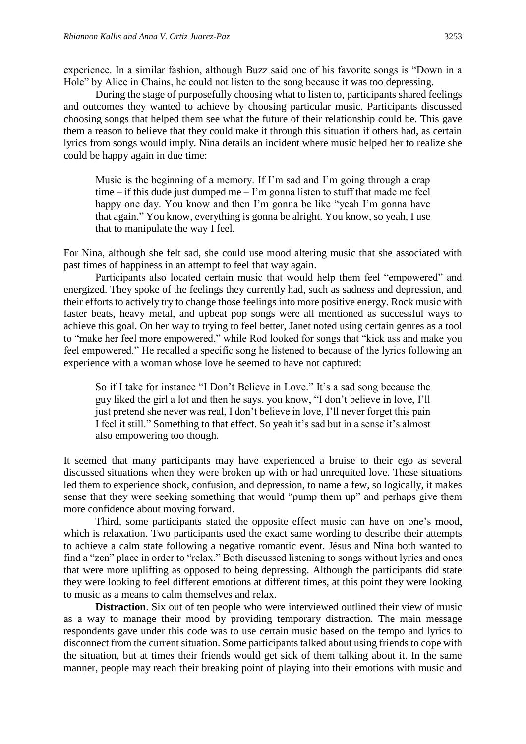experience. In a similar fashion, although Buzz said one of his favorite songs is "Down in a Hole" by Alice in Chains, he could not listen to the song because it was too depressing.

During the stage of purposefully choosing what to listen to, participants shared feelings and outcomes they wanted to achieve by choosing particular music. Participants discussed choosing songs that helped them see what the future of their relationship could be. This gave them a reason to believe that they could make it through this situation if others had, as certain lyrics from songs would imply. Nina details an incident where music helped her to realize she could be happy again in due time:

> Music is the beginning of a memory. If I'm sad and I'm going through a crap time – if this dude just dumped me – I'm gonna listen to stuff that made me feel happy one day. You know and then I'm gonna be like "yeah I'm gonna have that again." You know, everything is gonna be alright. You know, so yeah, I use that to manipulate the way I feel.

For Nina, although she felt sad, she could use mood altering music that she associated with past times of happiness in an attempt to feel that way again.

Participants also located certain music that would help them feel "empowered" and energized. They spoke of the feelings they currently had, such as sadness and depression, and their efforts to actively try to change those feelings into more positive energy. Rock music with faster beats, heavy metal, and upbeat pop songs were all mentioned as successful ways to achieve this goal. On her way to trying to feel better, Janet noted using certain genres as a tool to "make her feel more empowered," while Rod looked for songs that "kick ass and make you feel empowered." He recalled a specific song he listened to because of the lyrics following an experience with a woman whose love he seemed to have not captured:

> So if I take for instance "I Don't Believe in Love." It's a sad song because the guy liked the girl a lot and then he says, you know, "I don't believe in love, I'll just pretend she never was real, I don't believe in love, I'll never forget this pain I feel it still." Something to that effect. So yeah it's sad but in a sense it's almost also empowering too though.

It seemed that many participants may have experienced a bruise to their ego as several discussed situations when they were broken up with or had unrequited love. These situations led them to experience shock, confusion, and depression, to name a few, so logically, it makes sense that they were seeking something that would "pump them up" and perhaps give them more confidence about moving forward.

Third, some participants stated the opposite effect music can have on one's mood, which is relaxation. Two participants used the exact same wording to describe their attempts to achieve a calm state following a negative romantic event. Jésus and Nina both wanted to find a "zen" place in order to "relax." Both discussed listening to songs without lyrics and ones that were more uplifting as opposed to being depressing. Although the participants did state they were looking to feel different emotions at different times, at this point they were looking to music as a means to calm themselves and relax.

**Distraction**. Six out of ten people who were interviewed outlined their view of music as a way to manage their mood by providing temporary distraction. The main message respondents gave under this code was to use certain music based on the tempo and lyrics to disconnect from the current situation. Some participants talked about using friends to cope with the situation, but at times their friends would get sick of them talking about it. In the same manner, people may reach their breaking point of playing into their emotions with music and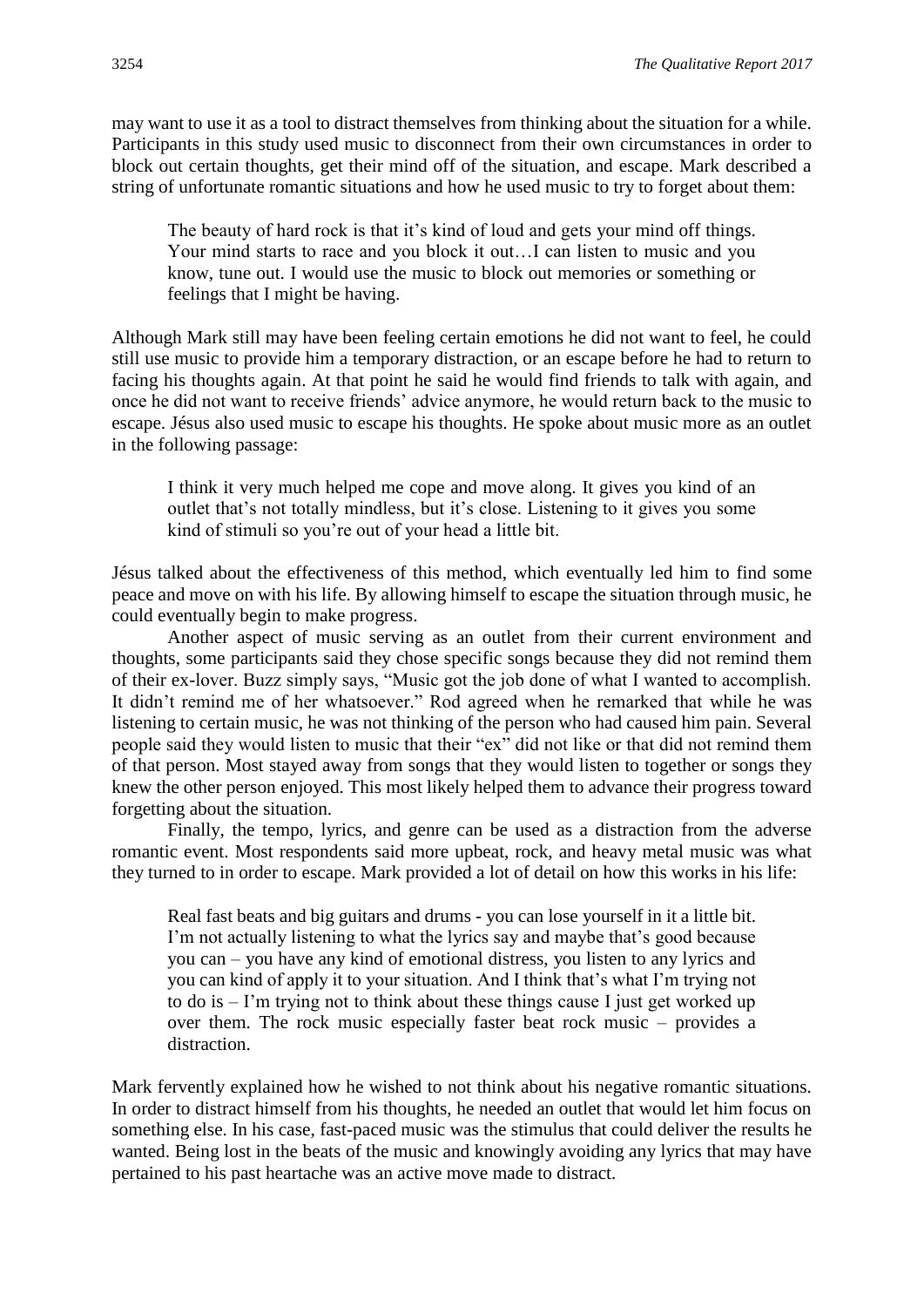may want to use it as a tool to distract themselves from thinking about the situation for a while. Participants in this study used music to disconnect from their own circumstances in order to block out certain thoughts, get their mind off of the situation, and escape. Mark described a string of unfortunate romantic situations and how he used music to try to forget about them:

> The beauty of hard rock is that it's kind of loud and gets your mind off things. Your mind starts to race and you block it out…I can listen to music and you know, tune out. I would use the music to block out memories or something or feelings that I might be having.

Although Mark still may have been feeling certain emotions he did not want to feel, he could still use music to provide him a temporary distraction, or an escape before he had to return to facing his thoughts again. At that point he said he would find friends to talk with again, and once he did not want to receive friends' advice anymore, he would return back to the music to escape. Jésus also used music to escape his thoughts. He spoke about music more as an outlet in the following passage:

> I think it very much helped me cope and move along. It gives you kind of an outlet that's not totally mindless, but it's close. Listening to it gives you some kind of stimuli so you're out of your head a little bit.

Jésus talked about the effectiveness of this method, which eventually led him to find some peace and move on with his life. By allowing himself to escape the situation through music, he could eventually begin to make progress.

Another aspect of music serving as an outlet from their current environment and thoughts, some participants said they chose specific songs because they did not remind them of their ex-lover. Buzz simply says, "Music got the job done of what I wanted to accomplish. It didn't remind me of her whatsoever." Rod agreed when he remarked that while he was listening to certain music, he was not thinking of the person who had caused him pain. Several people said they would listen to music that their "ex" did not like or that did not remind them of that person. Most stayed away from songs that they would listen to together or songs they knew the other person enjoyed. This most likely helped them to advance their progress toward forgetting about the situation.

Finally, the tempo, lyrics, and genre can be used as a distraction from the adverse romantic event. Most respondents said more upbeat, rock, and heavy metal music was what they turned to in order to escape. Mark provided a lot of detail on how this works in his life:

> Real fast beats and big guitars and drums - you can lose yourself in it a little bit. I'm not actually listening to what the lyrics say and maybe that's good because you can – you have any kind of emotional distress, you listen to any lyrics and you can kind of apply it to your situation. And I think that's what I'm trying not to do is – I'm trying not to think about these things cause I just get worked up over them. The rock music especially faster beat rock music – provides a distraction.

Mark fervently explained how he wished to not think about his negative romantic situations. In order to distract himself from his thoughts, he needed an outlet that would let him focus on something else. In his case, fast-paced music was the stimulus that could deliver the results he wanted. Being lost in the beats of the music and knowingly avoiding any lyrics that may have pertained to his past heartache was an active move made to distract.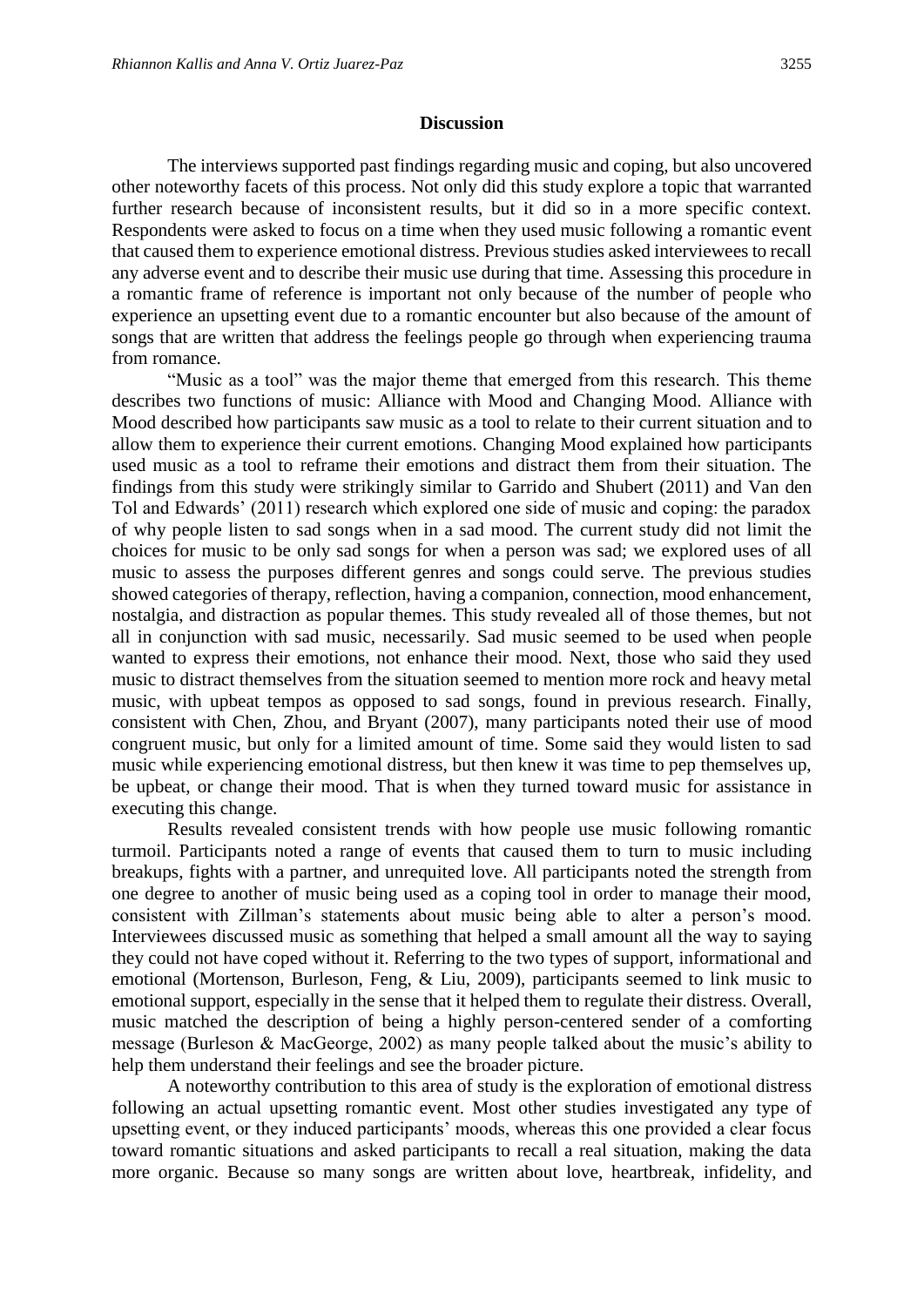## Discussion

The interviews supported past findings regarding music and coping, but also uncovered other noteworthy facets of this process. Not only did this study explore a topic that warranted further research because of inconsistent results, but it did so in a more specific context. Respondents were asked to focus on a time when they used music following a romantic event that caused them to experience emotional distress. Previous studies asked interviewees to recall any adverse event and to describe their music use during that time. Assessing this procedure in a romantic frame of reference is important not only because of the number of people who experience an upsetting event due to a romantic encounter but also because of the amount of songs that are written that address the feelings people go through when experiencing trauma from romance.

"Music as a tool" was the major theme that emerged from this research. This theme describes two functions of music: Alliance with Mood and Changing Mood. Alliance with Mood described how participants saw music as a tool to relate to their current situation and to allow them to experience their current emotions. Changing Mood explained how participants used music as a tool to reframe their emotions and distract them from their situation. The findings from this study were strikingly similar to Garrido and Shubert (2011) and Van den Tol and Edwards' (2011) research which explored one side of music and coping: the paradox of why people listen to sad songs when in a sad mood. The current study did not limit the choices for music to be only sad songs for when a person was sad; we explored uses of all music to assess the purposes different genres and songs could serve. The previous studies showed categories of therapy, reflection, having a companion, connection, mood enhancement, nostalgia, and distraction as popular themes. This study revealed all of those themes, but not all in conjunction with sad music, necessarily. Sad music seemed to be used when people wanted to express their emotions, not enhance their mood. Next, those who said they used music to distract themselves from the situation seemed to mention more rock and heavy metal music, with upbeat tempos as opposed to sad songs, found in previous research. Finally, consistent with Chen, Zhou, and Bryant (2007), many participants noted their use of mood congruent music, but only for a limited amount of time. Some said they would listen to sad music while experiencing emotional distress, but then knew it was time to pep themselves up, be upbeat, or change their mood. That is when they turned toward music for assistance in executing this change.

Results revealed consistent trends with how people use music following romantic turmoil. Participants noted a range of events that caused them to turn to music including breakups, fights with a partner, and unrequited love. All participants noted the strength from one degree to another of music being used as a coping tool in order to manage their mood, consistent with Zillman's statements about music being able to alter a person's mood. Interviewees discussed music as something that helped a small amount all the way to saying they could not have coped without it. Referring to the two types of support, informational and emotional (Mortenson, Burleson, Feng, & Liu, 2009), participants seemed to link music to emotional support, especially in the sense that it helped them to regulate their distress. Overall, music matched the description of being a highly person-centered sender of a comforting message (Burleson & MacGeorge, 2002) as many people talked about the music's ability to help them understand their feelings and see the broader picture.

A noteworthy contribution to this area of study is the exploration of emotional distress following an actual upsetting romantic event. Most other studies investigated any type of upsetting event, or they induced participants' moods, whereas this one provided a clear focus toward romantic situations and asked participants to recall a real situation, making the data more organic. Because so many songs are written about love, heartbreak, infidelity, and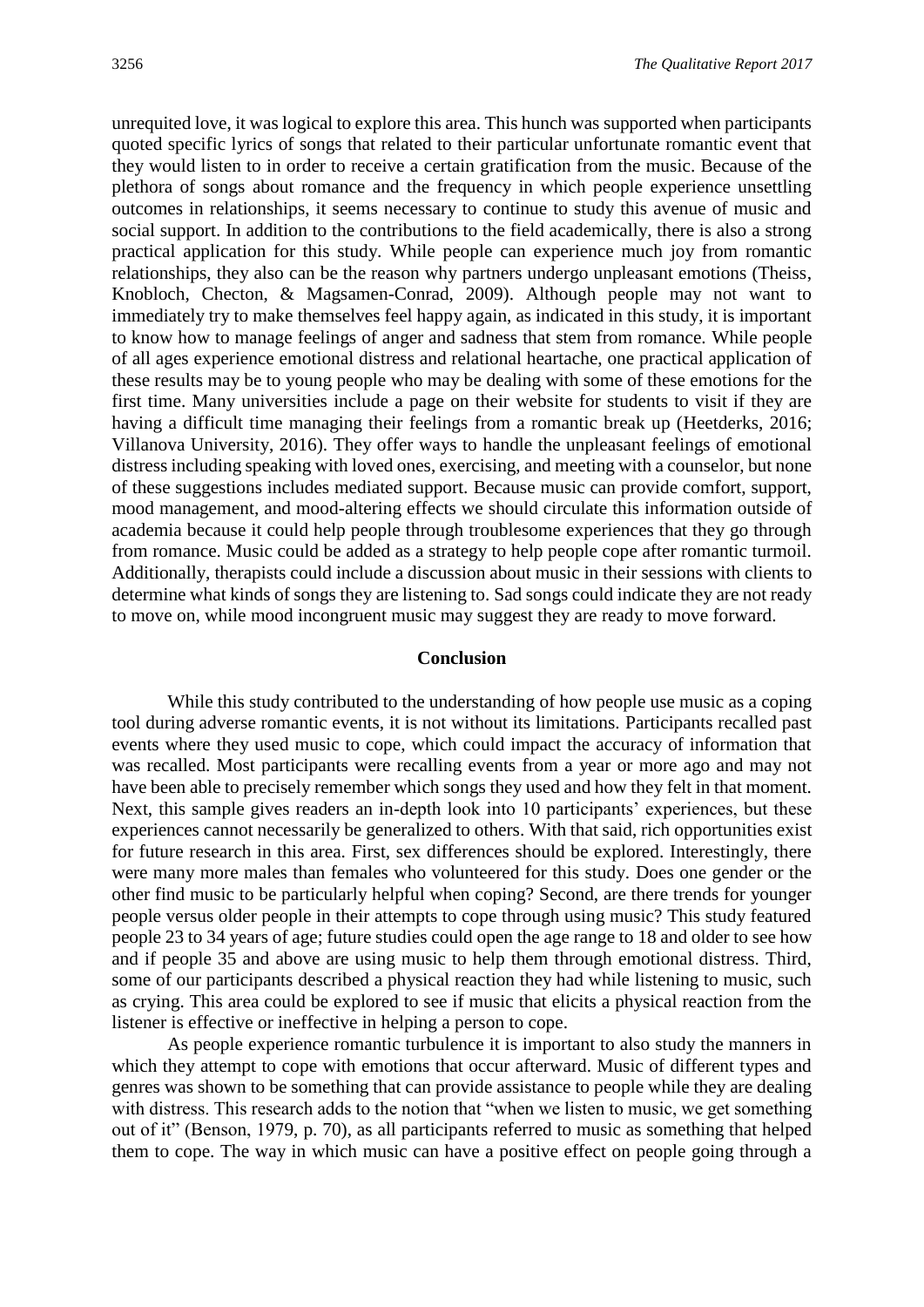unrequited love, it was logical to explore this area. This hunch was supported when participants quoted specific lyrics of songs that related to their particular unfortunate romantic event that they would listen to in order to receive a certain gratification from the music. Because of the plethora of songs about romance and the frequency in which people experience unsettling outcomes in relationships, it seems necessary to continue to study this avenue of music and social support. In addition to the contributions to the field academically, there is also a strong practical application for this study. While people can experience much joy from romantic relationships, they also can be the reason why partners undergo unpleasant emotions (Theiss, Knobloch, Checton, & Magsamen-Conrad, 2009). Although people may not want to immediately try to make themselves feel happy again, as indicated in this study, it is important to know how to manage feelings of anger and sadness that stem from romance. While people of all ages experience emotional distress and relational heartache, one practical application of these results may be to young people who may be dealing with some of these emotions for the first time. Many universities include a page on their website for students to visit if they are having a difficult time managing their feelings from a romantic break up (Heetderks, 2016; Villanova University, 2016). They offer ways to handle the unpleasant feelings of emotional distress including speaking with loved ones, exercising, and meeting with a counselor, but none of these suggestions includes mediated support. Because music can provide comfort, support, mood management, and mood-altering effects we should circulate this information outside of academia because it could help people through troublesome experiences that they go through from romance. Music could be added as a strategy to help people cope after romantic turmoil. Additionally, therapists could include a discussion about music in their sessions with clients to determine what kinds of songs they are listening to. Sad songs could indicate they are not ready to move on, while mood incongruent music may suggest they are ready to move forward.

## Conclusion

While this study contributed to the understanding of how people use music as a coping tool during adverse romantic events, it is not without its limitations. Participants recalled past events where they used music to cope, which could impact the accuracy of information that was recalled. Most participants were recalling events from a year or more ago and may not have been able to precisely remember which songs they used and how they felt in that moment. Next, this sample gives readers an in-depth look into 10 participants' experiences, but these experiences cannot necessarily be generalized to others. With that said, rich opportunities exist for future research in this area. First, sex differences should be explored. Interestingly, there were many more males than females who volunteered for this study. Does one gender or the other find music to be particularly helpful when coping? Second, are there trends for younger people versus older people in their attempts to cope through using music? This study featured people 23 to 34 years of age; future studies could open the age range to 18 and older to see how and if people 35 and above are using music to help them through emotional distress. Third, some of our participants described a physical reaction they had while listening to music, such as crying. This area could be explored to see if music that elicits a physical reaction from the listener is effective or ineffective in helping a person to cope.

As people experience romantic turbulence it is important to also study the manners in which they attempt to cope with emotions that occur afterward. Music of different types and genres was shown to be something that can provide assistance to people while they are dealing with distress. This research adds to the notion that "when we listen to music, we get something out of it" (Benson, 1979, p. 70), as all participants referred to music as something that helped them to cope. The way in which music can have a positive effect on people going through a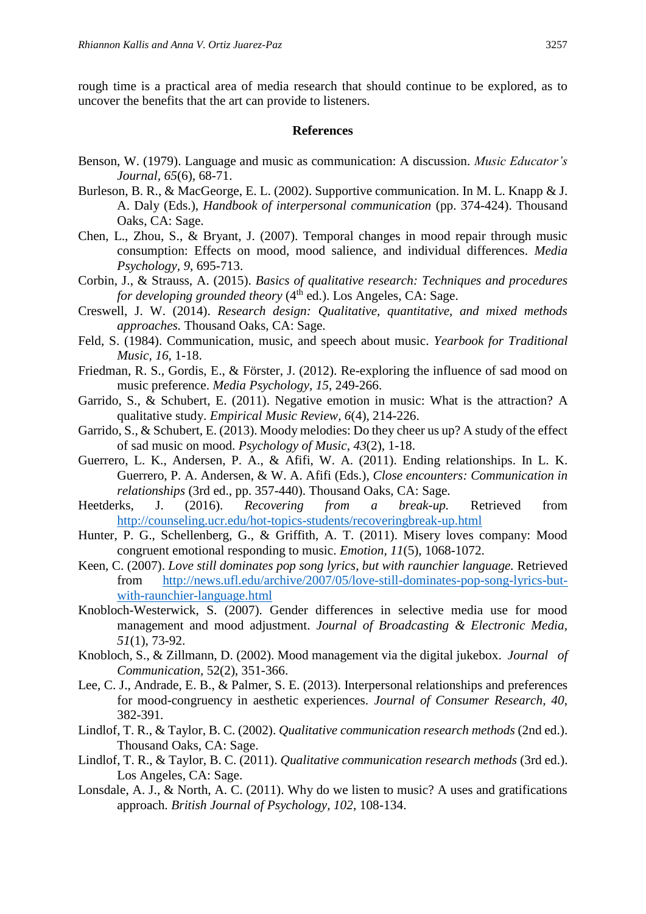rough time is a practical area of media research that should continue to be explored, as to uncover the benefits that the art can provide to listeners.

## References

Benson, W. (1979). Language and music as communication: A discussion. *Music Educator's Journal, 65*(6), 68-71.

Burleson, B. R., & MacGeorge, E. L. (2002). Supportive communication. In M. L. Knapp & J. A. Daly (Eds.), *Handbook of interpersonal communication* (pp. 374-424). Thousand Oaks, CA: Sage.

Chen, L., Zhou, S., & Bryant, J. (2007). Temporal changes in mood repair through music consumption: Effects on mood, mood salience, and individual differences. *Media Psychology, 9*, 695-713.

Corbin, J., & Strauss, A. (2015). *Basics of qualitative research: Techniques and procedures for developing grounded theory* (4th ed.). Los Angeles, CA: Sage.

Creswell, J. W. (2014). *Research design: Qualitative, quantitative, and mixed methods approaches.* Thousand Oaks, CA: Sage.

Feld, S. (1984). Communication, music, and speech about music. *Yearbook for Traditional Music, 16*, 1-18.

Friedman, R. S., Gordis, E., & Förster, J. (2012). Re-exploring the influence of sad mood on music preference. *Media Psychology, 15*, 249-266.

Garrido, S., & Schubert, E. (2011). Negative emotion in music: What is the attraction? A qualitative study. *Empirical Music Review, 6*(4), 214-226.

Garrido, S., & Schubert, E. (2013). Moody melodies: Do they cheer us up? A study of the effect of sad music on mood. *Psychology of Music, 43*(2), 1-18.

Guerrero, L. K., Andersen, P. A., & Afifi, W. A. (2011). Ending relationships. In L. K. Guerrero, P. A. Andersen, & W. A. Afifi (Eds.), *Close encounters: Communication in relationships* (3rd ed., pp. 357-440). Thousand Oaks, CA: Sage.

Heetderks, J. (2016). *Recovering from a break-up.* Retrieved from http://counseling.ucr.edu/hot-topics-students/recoveringbreak-up.html

Hunter, P. G., Schellenberg, G., & Griffith, A. T. (2011). Misery loves company: Mood congruent emotional responding to music. *Emotion, 11*(5), 1068-1072.

Keen, C. (2007). *Love still dominates pop song lyrics, but with raunchier language.* Retrieved from http://news.ufl.edu/archive/2007/05/love-still-dominates-pop-song-lyrics-but-with-raunchier-language.html

Knobloch-Westerwick, S. (2007). Gender differences in selective media use for mood management and mood adjustment. *Journal of Broadcasting & Electronic Media, 51*(1), 73-92.

Knobloch, S., & Zillmann, D. (2002). Mood management via the digital jukebox. *Journal of Communication*, 52(2), 351-366.

Lee, C. J., Andrade, E. B., & Palmer, S. E. (2013). Interpersonal relationships and preferences for mood-congruency in aesthetic experiences. *Journal of Consumer Research, 40*, 382-391.

Lindlof, T. R., & Taylor, B. C. (2002). *Qualitative communication research methods* (2nd ed.). Thousand Oaks, CA: Sage.

Lindlof, T. R., & Taylor, B. C. (2011). *Qualitative communication research methods* (3rd ed.). Los Angeles, CA: Sage.

Lonsdale, A. J., & North, A. C. (2011). Why do we listen to music? A uses and gratifications approach. *British Journal of Psychology, 102*, 108-134.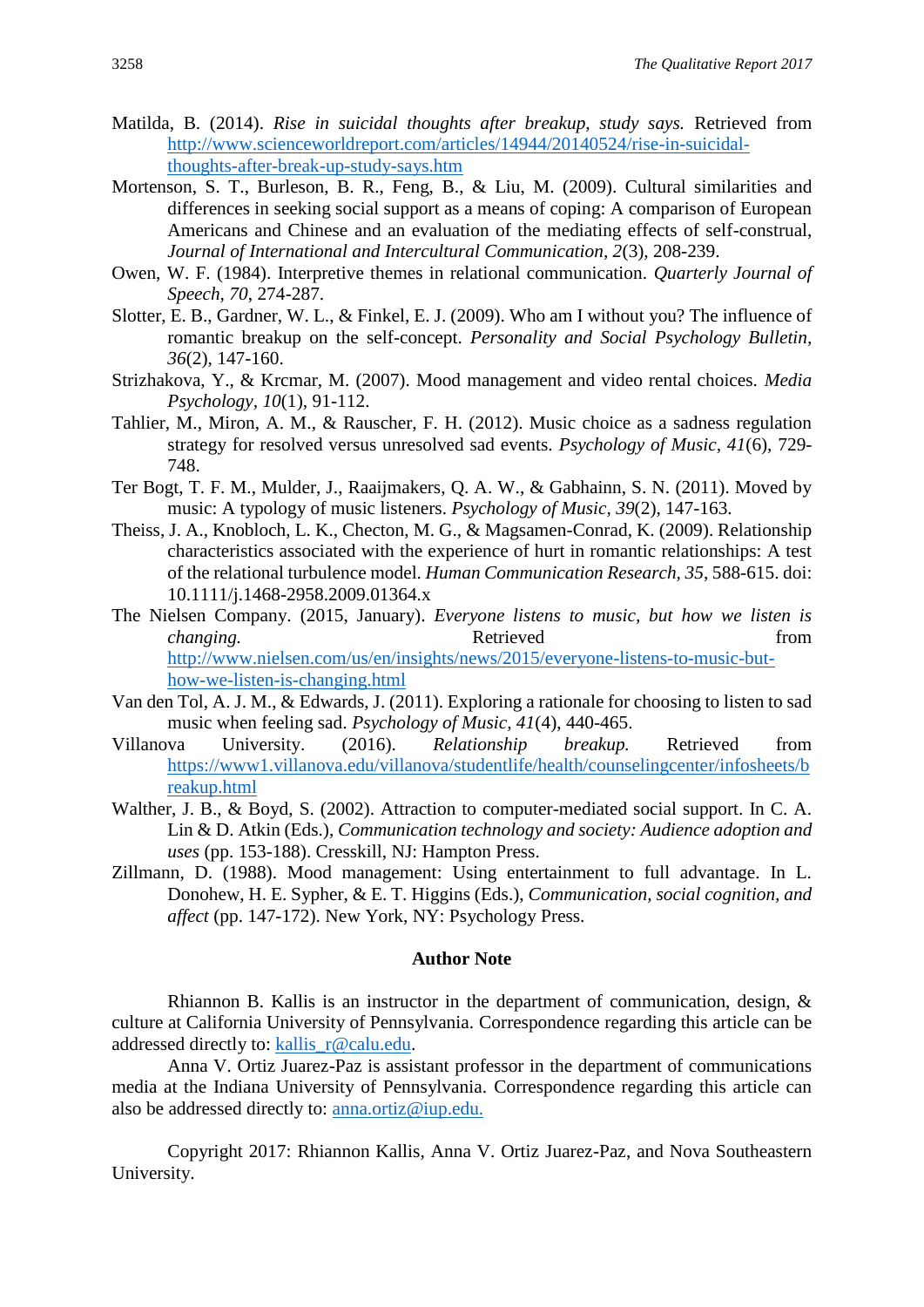Matilda, B. (2014). *Rise in suicidal thoughts after breakup, study says.* Retrieved from http://www.scienceworldreport.com/articles/14944/20140524/rise-in-suicidal-thoughts-after-break-up-study-says.htm

Mortenson, S. T., Burleson, B. R., Feng, B., & Liu, M. (2009). Cultural similarities and differences in seeking social support as a means of coping: A comparison of European Americans and Chinese and an evaluation of the mediating effects of self-construal, *Journal of International and Intercultural Communication, 2*(3), 208-239.

Owen, W. F. (1984). Interpretive themes in relational communication. *Quarterly Journal of Speech, 70*, 274-287.

Slotter, E. B., Gardner, W. L., & Finkel, E. J. (2009). Who am I without you? The influence of romantic breakup on the self-concept. *Personality and Social Psychology Bulletin, 36*(2), 147-160.

Strizhakova, Y., & Krcmar, M. (2007). Mood management and video rental choices. *Media Psychology, 10*(1), 91-112.

Tahlier, M., Miron, A. M., & Rauscher, F. H. (2012). Music choice as a sadness regulation strategy for resolved versus unresolved sad events. *Psychology of Music, 41*(6), 729-748.

Ter Bogt, T. F. M., Mulder, J., Raaijmakers, Q. A. W., & Gabhainn, S. N. (2011). Moved by music: A typology of music listeners. *Psychology of Music, 39*(2), 147-163.

Theiss, J. A., Knobloch, L. K., Checton, M. G., & Magsamen-Conrad, K. (2009). Relationship characteristics associated with the experience of hurt in romantic relationships: A test of the relational turbulence model. *Human Communication Research, 35*, 588-615. doi: 10.1111/j.1468-2958.2009.01364.x

The Nielsen Company. (2015, January). *Everyone listens to music, but how we listen is changing.* Retrieved from http://www.nielsen.com/us/en/insights/news/2015/everyone-listens-to-music-but-how-we-listen-is-changing.html

Van den Tol, A. J. M., & Edwards, J. (2011). Exploring a rationale for choosing to listen to sad music when feeling sad. *Psychology of Music, 41*(4), 440-465.

Villanova University. (2016). *Relationship breakup.* Retrieved from https://www1.villanova.edu/villanova/studentlife/health/counselingcenter/infosheets/breakup.html

Walther, J. B., & Boyd, S. (2002). Attraction to computer-mediated social support. In C. A. Lin & D. Atkin (Eds.), *Communication technology and society: Audience adoption and uses* (pp. 153-188). Cresskill, NJ: Hampton Press.

Zillmann, D. (1988). Mood management: Using entertainment to full advantage. In L. Donohew, H. E. Sypher, & E. T. Higgins (Eds.), *Communication, social cognition, and affect* (pp. 147-172). New York, NY: Psychology Press.

## Author Note

Rhiannon B. Kallis is an instructor in the department of communication, design, & culture at California University of Pennsylvania. Correspondence regarding this article can be addressed directly to: kallis_r@calu.edu.

Anna V. Ortiz Juarez-Paz is assistant professor in the department of communications media at the Indiana University of Pennsylvania. Correspondence regarding this article can also be addressed directly to: anna.ortiz@iup.edu.

Copyright 2017: Rhiannon Kallis, Anna V. Ortiz Juarez-Paz, and Nova Southeastern University.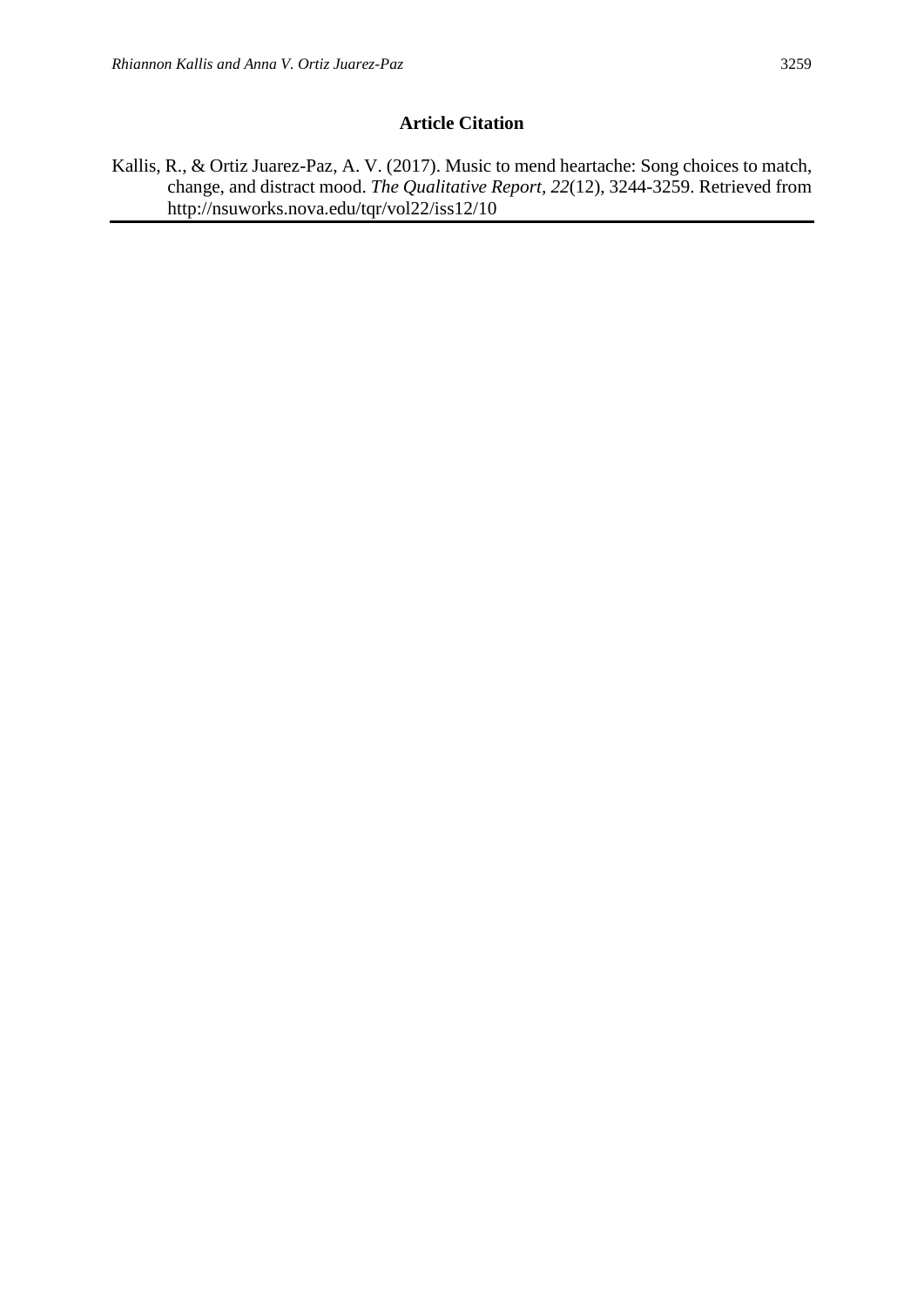## Article Citation

Kallis, R., & Ortiz Juarez-Paz, A. V. (2017). Music to mend heartache: Song choices to match, change, and distract mood. *The Qualitative Report, 22*(12), 3244-3259. Retrieved from http://nsuworks.nova.edu/tqr/vol22/iss12/10